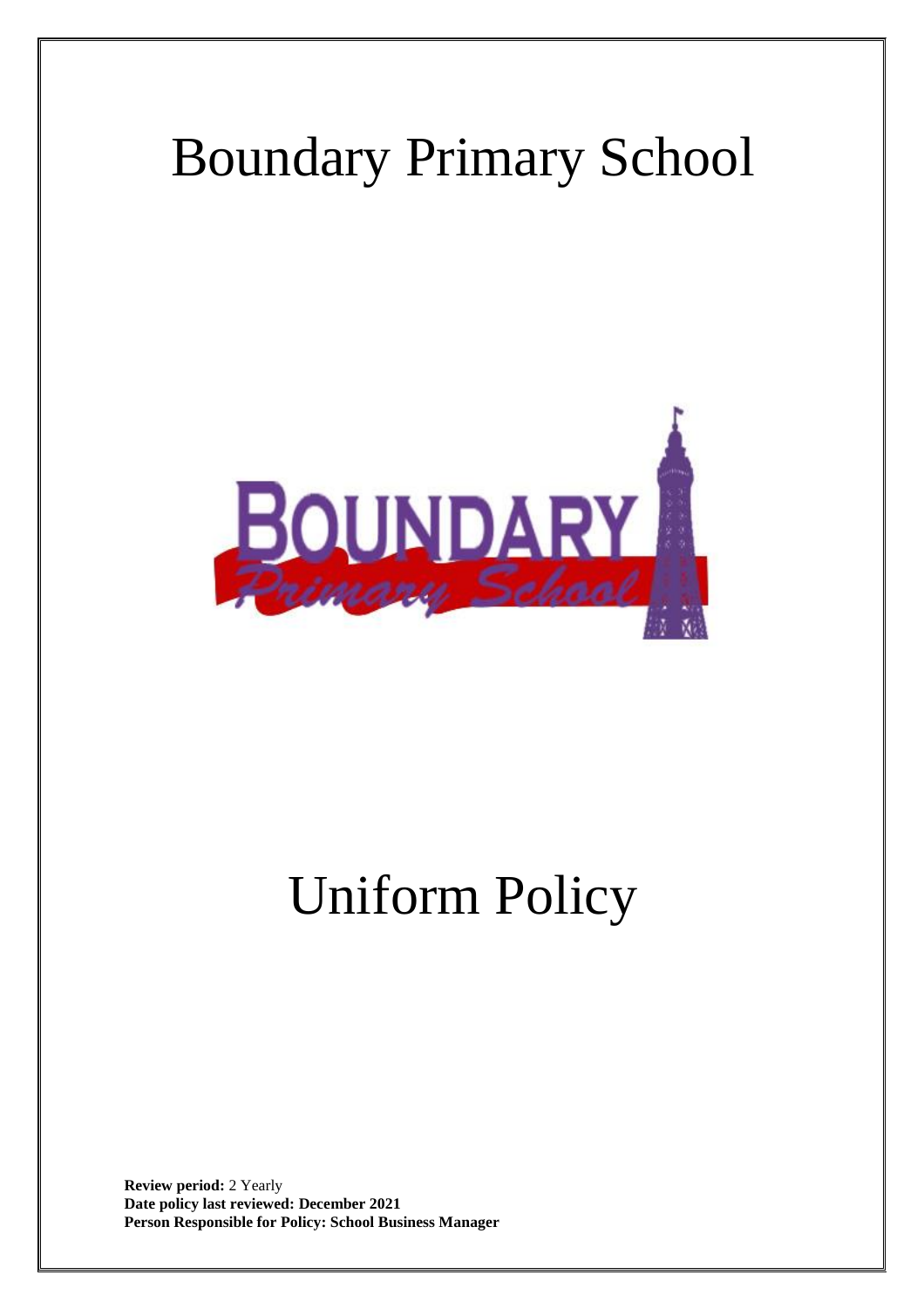# Boundary Primary School

# Uniform Policy

**Review period:** 2 Yearly
**Date policy last reviewed: December 2021**
**Person Responsible for Policy: School Business Manager**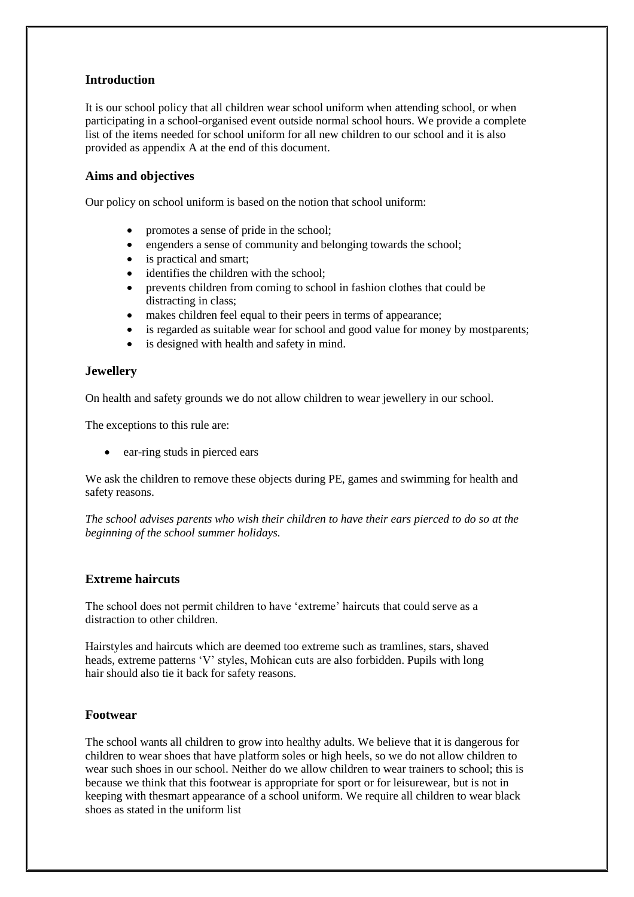## Introduction

It is our school policy that all children wear school uniform when attending school, or when participating in a school-organised event outside normal school hours. We provide a complete list of the items needed for school uniform for all new children to our school and it is also provided as appendix A at the end of this document.

## Aims and objectives

Our policy on school uniform is based on the notion that school uniform:

- promotes a sense of pride in the school;
- engenders a sense of community and belonging towards the school;
- is practical and smart;
- identifies the children with the school;
- prevents children from coming to school in fashion clothes that could be distracting in class;
- makes children feel equal to their peers in terms of appearance;
- is regarded as suitable wear for school and good value for money by mostparents;
- is designed with health and safety in mind.

## Jewellery

On health and safety grounds we do not allow children to wear jewellery in our school.

The exceptions to this rule are:

- ear-ring studs in pierced ears

We ask the children to remove these objects during PE, games and swimming for health and safety reasons.

*The school advises parents who wish their children to have their ears pierced to do so at the beginning of the school summer holidays.*

## Extreme haircuts

The school does not permit children to have 'extreme' haircuts that could serve as a distraction to other children.

Hairstyles and haircuts which are deemed too extreme such as tramlines, stars, shaved heads, extreme patterns 'V' styles, Mohican cuts are also forbidden. Pupils with long hair should also tie it back for safety reasons.

## Footwear

The school wants all children to grow into healthy adults. We believe that it is dangerous for children to wear shoes that have platform soles or high heels, so we do not allow children to wear such shoes in our school. Neither do we allow children to wear trainers to school; this is because we think that this footwear is appropriate for sport or for leisurewear, but is not in keeping with thesmart appearance of a school uniform. We require all children to wear black shoes as stated in the uniform list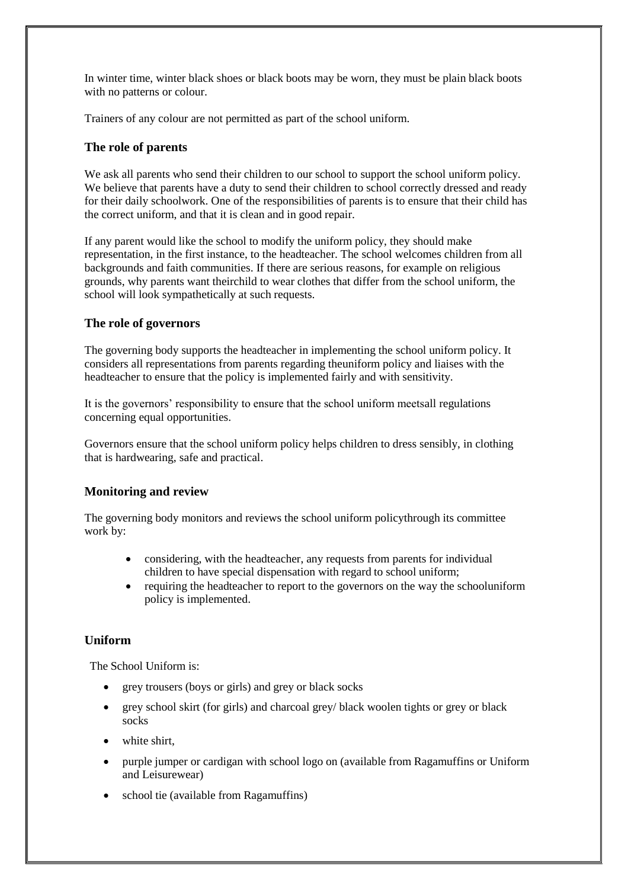In winter time, winter black shoes or black boots may be worn, they must be plain black boots with no patterns or colour.

Trainers of any colour are not permitted as part of the school uniform.

### The role of parents

We ask all parents who send their children to our school to support the school uniform policy. We believe that parents have a duty to send their children to school correctly dressed and ready for their daily schoolwork. One of the responsibilities of parents is to ensure that their child has the correct uniform, and that it is clean and in good repair.

If any parent would like the school to modify the uniform policy, they should make representation, in the first instance, to the headteacher. The school welcomes children from all backgrounds and faith communities. If there are serious reasons, for example on religious grounds, why parents want theirchild to wear clothes that differ from the school uniform, the school will look sympathetically at such requests.

### The role of governors

The governing body supports the headteacher in implementing the school uniform policy. It considers all representations from parents regarding theuniform policy and liaises with the headteacher to ensure that the policy is implemented fairly and with sensitivity.

It is the governors' responsibility to ensure that the school uniform meetsall regulations concerning equal opportunities.

Governors ensure that the school uniform policy helps children to dress sensibly, in clothing that is hardwearing, safe and practical.

### Monitoring and review

The governing body monitors and reviews the school uniform policythrough its committee work by:

- considering, with the headteacher, any requests from parents for individual children to have special dispensation with regard to school uniform;
- requiring the headteacher to report to the governors on the way the schooluniform policy is implemented.

### Uniform

The School Uniform is:

- grey trousers (boys or girls) and grey or black socks
- grey school skirt (for girls) and charcoal grey/ black woolen tights or grey or black socks
- white shirt,
- purple jumper or cardigan with school logo on (available from Ragamuffins or Uniform and Leisurewear)
- school tie (available from Ragamuffins)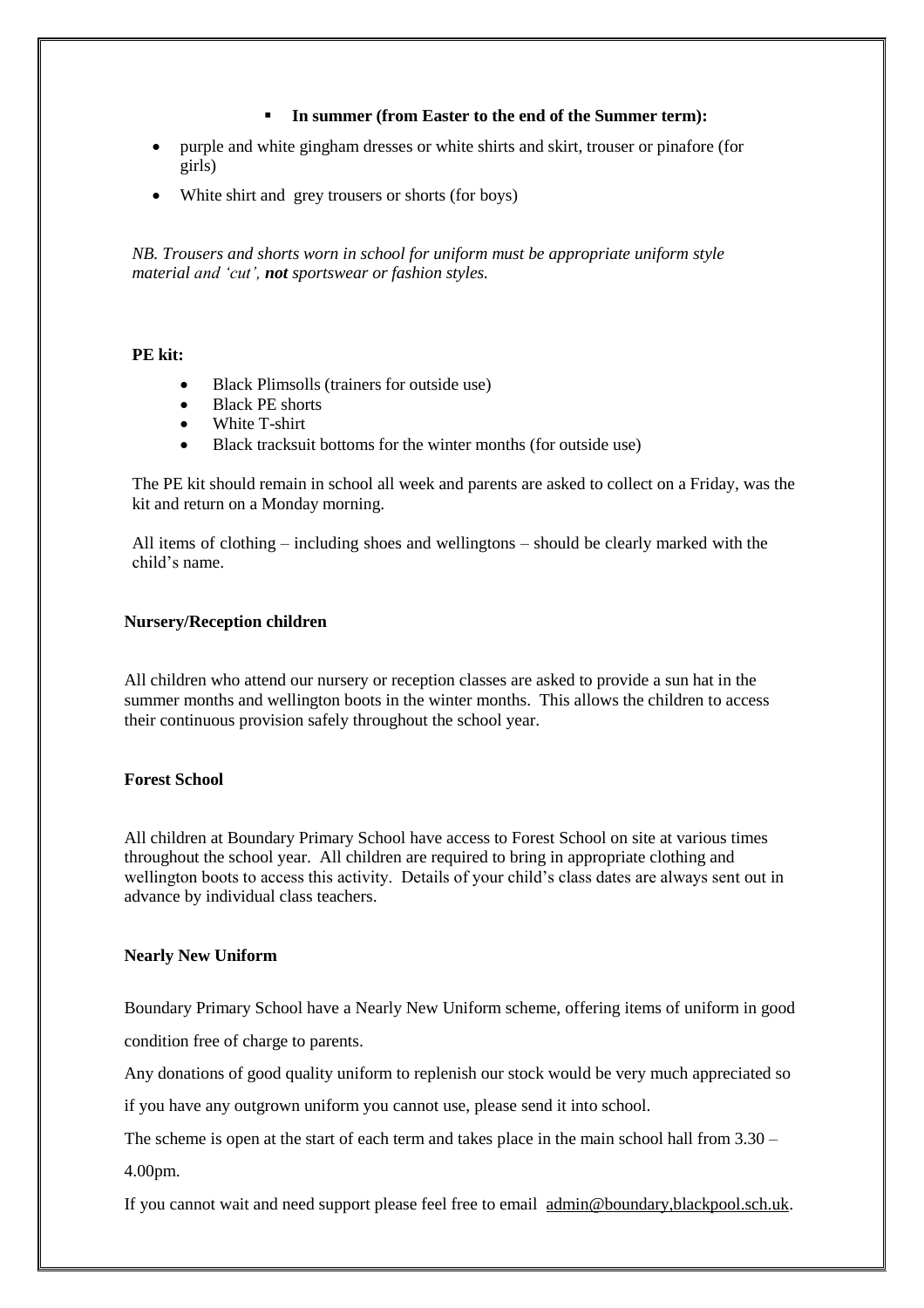- **In summer (from Easter to the end of the Summer term):**

- purple and white gingham dresses or white shirts and skirt, trouser or pinafore (for girls)
- White shirt and grey trousers or shorts (for boys)

*NB. Trousers and shorts worn in school for uniform must be appropriate uniform style material and 'cut', **not** sportswear or fashion styles.*

**PE kit:**

- Black Plimsolls (trainers for outside use)
- Black PE shorts
- White T-shirt
- Black tracksuit bottoms for the winter months (for outside use)

The PE kit should remain in school all week and parents are asked to collect on a Friday, was the kit and return on a Monday morning.

All items of clothing – including shoes and wellingtons – should be clearly marked with the child's name.

**Nursery/Reception children**

All children who attend our nursery or reception classes are asked to provide a sun hat in the summer months and wellington boots in the winter months. This allows the children to access their continuous provision safely throughout the school year.

**Forest School**

All children at Boundary Primary School have access to Forest School on site at various times throughout the school year. All children are required to bring in appropriate clothing and wellington boots to access this activity. Details of your child's class dates are always sent out in advance by individual class teachers.

**Nearly New Uniform**

Boundary Primary School have a Nearly New Uniform scheme, offering items of uniform in good condition free of charge to parents.

Any donations of good quality uniform to replenish our stock would be very much appreciated so if you have any outgrown uniform you cannot use, please send it into school.

The scheme is open at the start of each term and takes place in the main school hall from 3.30 – 4.00pm.

If you cannot wait and need support please feel free to email admin@boundary,blackpool.sch.uk.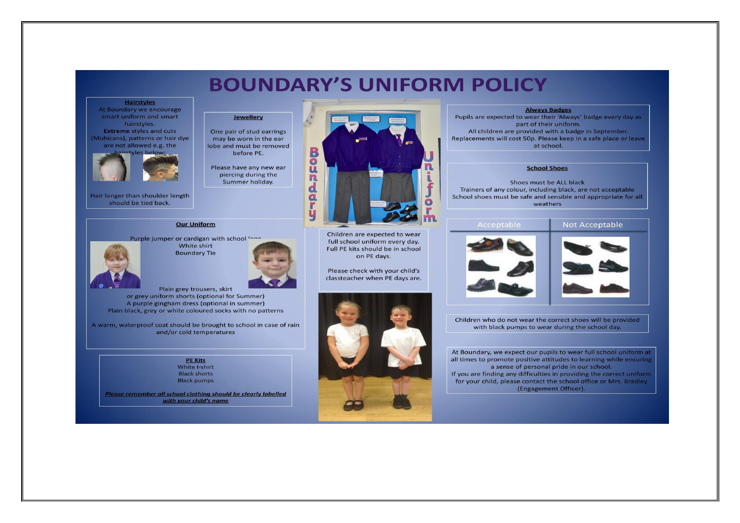# BOUNDARY'S UNIFORM POLICY

**Hairstyles**

At Boundary we encourage smart uniform and smart hairstyles.
**Extreme** styles and cuts (Mohicans), patterns or hair dye are not allowed e.g. the hairstyles below:

Hair longer than shoulder length should be tied back.

**Jewellery**

One pair of stud earrings may be worn in the ear lobe and must be removed before PE.

Please have any new ear piercing during the Summer holiday.

**Our Uniform**

Purple jumper or cardigan with school logo
White shirt
Boundary Tie

Plain grey trousers, skirt
*or* grey uniform shorts (optional for Summer)
A purple gingham dress (optional in summer)
Plain black, grey or white coloured socks with no patterns

A warm, waterproof coat should be brought to school in case of rain and/or cold temperatures

**PE Kits**

White t-shirt
Black shorts
Black pumps

***Please remember all school clothing should be clearly labelled with your child's name***

Boundary Uniform

Children are expected to wear full school uniform every day. Full PE kits should be in school on PE days.

Please check with your child's classteacher when PE days are.

**Always Badges**

Pupils are expected to wear their 'Always' badge every day as part of their uniform.
All children are provided with a badge in September.
Replacements will cost 50p. Please keep in a safe place or leave at school.

**School Shoes**

Shoes must be ALL black
Trainers of any colour, including black, are not acceptable
School shoes must be safe and sensible and appropriate for all weathers

| Acceptable | Not Acceptable |
|---|---|
| | |

Children who do not wear the correct shoes will be provided with black pumps to wear during the school day.

At Boundary, we expect our pupils to wear full school uniform at all times to promote positive attitudes to learning while ensuring a sense of personal pride in our school.
If you are finding any difficulties in providing the correct uniform for your child, please contact the school office or Mrs. Bradley (Engagement Officer).